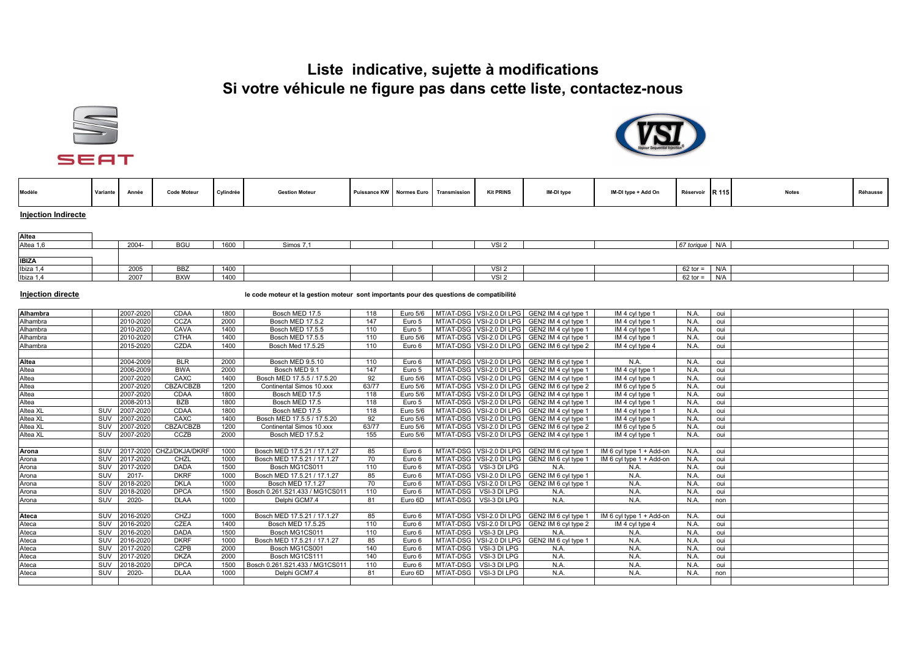# Liste indicative, sujette à modifications
# Si votre véhicule ne figure pas dans cette liste, contactez-nous

| Modèle | Variante | Année | Code Moteur | Cylindrée | Gestion Moteur | Puissance KW | Normes Euro | Transmission | Kit PRINS | IM-DI type | IM-DI type + Add On | Réservoir | R 115 | Notes | Réhausse |
|---|---|---|---|---|---|---|---|---|---|---|---|---|---|---|---|

**Injection Indirecte**

| Modèle | Variante | Année | Code Moteur | Cylindrée | Gestion Moteur | Puissance KW | Normes Euro | Transmission | Kit PRINS | IM-DI type | IM-DI type + Add On | Réservoir | R 115 | Notes | Réhausse |
|---|---|---|---|---|---|---|---|---|---|---|---|---|---|---|---|
| **Altea** | | | | | | | | | | | | | | | |
| Altea 1,6 | | 2004- | BGU | 1600 | Simos 7,1 | | | | VSI 2 | | | *67 torique* | N/A | | |
| | | | | | | | | | | | | | | | |
| **IBIZA** | | | | | | | | | | | | | | | |
| Ibiza 1,4 | | 2005 | BBZ | 1400 | | | | | VSI 2 | | | 62 tor = | N/A | | |
| Ibiza 1,4 | | 2007 | BXW | 1400 | | | | | VSI 2 | | | 62 tor = | N/A | | |

**Injection directe** — **le code moteur et la gestion moteur sont importants pour des questions de compatibilité**

| Modèle | Variante | Année | Code Moteur | Cylindrée | Gestion Moteur | Puissance KW | Normes Euro | Transmission | Kit PRINS | IM-DI type | IM-DI type + Add On | Réservoir | R 115 | Notes | Réhausse |
|---|---|---|---|---|---|---|---|---|---|---|---|---|---|---|---|
| **Alhambra** | | 2007-2020 | CDAA | 1800 | Bosch MED 17.5 | 118 | Euro 5/6 | MT/AT-DSG | VSI-2.0 DI LPG | GEN2 IM 4 cyl type 1 | IM 4 cyl type 1 | N.A. | oui | | |
| Alhambra | | 2010-2020 | CCZA | 2000 | Bosch MED 17.5.2 | 147 | Euro 5 | MT/AT-DSG | VSI-2.0 DI LPG | GEN2 IM 4 cyl type 1 | IM 4 cyl type 1 | N.A. | oui | | |
| Alhambra | | 2010-2020 | CAVA | 1400 | Bosch MED 17.5.5 | 110 | Euro 5 | MT/AT-DSG | VSI-2.0 DI LPG | GEN2 IM 4 cyl type 1 | IM 4 cyl type 1 | N.A. | oui | | |
| Alhambra | | 2010-2020 | CTHA | 1400 | Bosch MED 17.5.5 | 110 | Euro 5/6 | MT/AT-DSG | VSI-2.0 DI LPG | GEN2 IM 4 cyl type 1 | IM 4 cyl type 1 | N.A. | oui | | |
| Alhambra | | 2015-2020 | CZDA | 1400 | Bosch Med 17.5.25 | 110 | Euro 6 | MT/AT-DSG | VSI-2.0 DI LPG | GEN2 IM 6 cyl type 2 | IM 4 cyl type 4 | N.A. | oui | | |
| | | | | | | | | | | | | | | | |
| **Altea** | | 2004-2009 | BLR | 2000 | Bosch MED 9.5.10 | 110 | Euro 6 | MT/AT-DSG | VSI-2.0 DI LPG | GEN2 IM 6 cyl type 1 | N.A. | N.A. | oui | | |
| Altea | | 2006-2009 | BWA | 2000 | Bosch MED 9.1 | 147 | Euro 5 | MT/AT-DSG | VSI-2.0 DI LPG | GEN2 IM 4 cyl type 1 | IM 4 cyl type 1 | N.A. | oui | | |
| Altea | | 2007-2020 | CAXC | 1400 | Bosch MED 17.5.5 / 17.5.20 | 92 | Euro 5/6 | MT/AT-DSG | VSI-2.0 DI LPG | GEN2 IM 4 cyl type 1 | IM 4 cyl type 1 | N.A. | oui | | |
| Altea | | 2007-2020 | CBZA/CBZB | 1200 | Continental Simos 10.xxx | 63/77 | Euro 5/6 | MT/AT-DSG | VSI-2.0 DI LPG | GEN2 IM 6 cyl type 2 | IM 6 cyl type 5 | N.A. | oui | | |
| Altea | | 2007-2020 | CDAA | 1800 | Bosch MED 17.5 | 118 | Euro 5/6 | MT/AT-DSG | VSI-2.0 DI LPG | GEN2 IM 4 cyl type 1 | IM 4 cyl type 1 | N.A. | oui | | |
| Altea | | 2008-2013 | BZB | 1800 | Bosch MED 17.5 | 118 | Euro 5 | MT/AT-DSG | VSI-2.0 DI LPG | GEN2 IM 4 cyl type 1 | IM 4 cyl type 1 | N.A. | oui | | |
| Altea XL | SUV | 2007-2020 | CDAA | 1800 | Bosch MED 17.5 | 118 | Euro 5/6 | MT/AT-DSG | VSI-2.0 DI LPG | GEN2 IM 4 cyl type 1 | IM 4 cyl type 1 | N.A. | oui | | |
| Altea XL | SUV | 2007-2020 | CAXC | 1400 | Bosch MED 17.5.5 / 17.5.20 | 92 | Euro 5/6 | MT/AT-DSG | VSI-2.0 DI LPG | GEN2 IM 4 cyl type 1 | IM 4 cyl type 1 | N.A. | oui | | |
| Altea XL | SUV | 2007-2020 | CBZA/CBZB | 1200 | Continental Simos 10.xxx | 63/77 | Euro 5/6 | MT/AT-DSG | VSI-2.0 DI LPG | GEN2 IM 6 cyl type 2 | IM 6 cyl type 5 | N.A. | oui | | |
| Altea XL | SUV | 2007-2020 | CCZB | 2000 | Bosch MED 17.5.2 | 155 | Euro 5/6 | MT/AT-DSG | VSI-2.0 DI LPG | GEN2 IM 4 cyl type 1 | IM 4 cyl type 1 | N.A. | oui | | |
| | | | | | | | | | | | | | | | |
| **Arona** | SUV | 2017-2020 | CHZJ/DKJA/DKRF | 1000 | Bosch MED 17.5.21 / 17.1.27 | 85 | Euro 6 | MT/AT-DSG | VSI-2.0 DI LPG | GEN2 IM 6 cyl type 1 | IM 6 cyl type 1 + Add-on | N.A. | oui | | |
| Arona | SUV | 2017-2020 | CHZL | 1000 | Bosch MED 17.5.21 / 17.1.27 | 70 | Euro 6 | MT/AT-DSG | VSI-2.0 DI LPG | GEN2 IM 6 cyl type 1 | IM 6 cyl type 1 + Add-on | N.A. | oui | | |
| Arona | SUV | 2017-2020 | DADA | 1500 | Bosch MG1CS011 | 110 | Euro 6 | MT/AT-DSG | VSI-3 DI LPG | N.A. | N.A. | N.A. | oui | | |
| Arona | SUV | 2017- | DKRF | 1000 | Bosch MED 17.5.21 / 17.1.27 | 85 | Euro 6 | MT/AT-DSG | VSI-2.0 DI LPG | GEN2 IM 6 cyl type 1 | N.A. | N.A. | oui | | |
| Arona | SUV | 2018-2020 | DKLA | 1000 | Bosch MED 17.1.27 | 70 | Euro 6 | MT/AT-DSG | VSI-2.0 DI LPG | GEN2 IM 6 cyl type 1 | N.A. | N.A. | oui | | |
| Arona | SUV | 2018-2020 | DPCA | 1500 | Bosch 0.261.S21.433 / MG1CS011 | 110 | Euro 6 | MT/AT-DSG | VSI-3 DI LPG | N.A. | N.A. | N.A. | oui | | |
| Arona | SUV | 2020- | DLAA | 1000 | Delphi GCM7.4 | 81 | Euro 6D | MT/AT-DSG | VSI-3 DI LPG | N.A. | N.A. | N.A. | non | | |
| | | | | | | | | | | | | | | | |
| **Ateca** | SUV | 2016-2020 | CHZJ | 1000 | Bosch MED 17.5.21 / 17.1.27 | 85 | Euro 6 | MT/AT-DSG | VSI-2.0 DI LPG | GEN2 IM 6 cyl type 1 | IM 6 cyl type 1 + Add-on | N.A. | oui | | |
| Ateca | SUV | 2016-2020 | CZEA | 1400 | Bosch MED 17.5.25 | 110 | Euro 6 | MT/AT-DSG | VSI-2.0 DI LPG | GEN2 IM 6 cyl type 2 | IM 4 cyl type 4 | N.A. | oui | | |
| Ateca | SUV | 2016-2020 | DADA | 1500 | Bosch MG1CS011 | 110 | Euro 6 | MT/AT-DSG | VSI-3 DI LPG | N.A. | N.A. | N.A. | oui | | |
| Ateca | SUV | 2016-2020 | DKRF | 1000 | Bosch MED 17.5.21 / 17.1.27 | 85 | Euro 6 | MT/AT-DSG | VSI-2.0 DI LPG | GEN2 IM 6 cyl type 1 | N.A. | N.A. | oui | | |
| Ateca | SUV | 2017-2020 | CZPB | 2000 | Bosch MG1CS001 | 140 | Euro 6 | MT/AT-DSG | VSI-3 DI LPG | N.A. | N.A. | N.A. | oui | | |
| Ateca | SUV | 2017-2020 | DKZA | 2000 | Bosch MG1CS111 | 140 | Euro 6 | MT/AT-DSG | VSI-3 DI LPG | N.A. | N.A. | N.A. | oui | | |
| Ateca | SUV | 2018-2020 | DPCA | 1500 | Bosch 0.261.S21.433 / MG1CS011 | 110 | Euro 6 | MT/AT-DSG | VSI-3 DI LPG | N.A. | N.A. | N.A. | oui | | |
| Ateca | SUV | 2020- | DLAA | 1000 | Delphi GCM7.4 | 81 | Euro 6D | MT/AT-DSG | VSI-3 DI LPG | N.A. | N.A. | N.A. | non | | |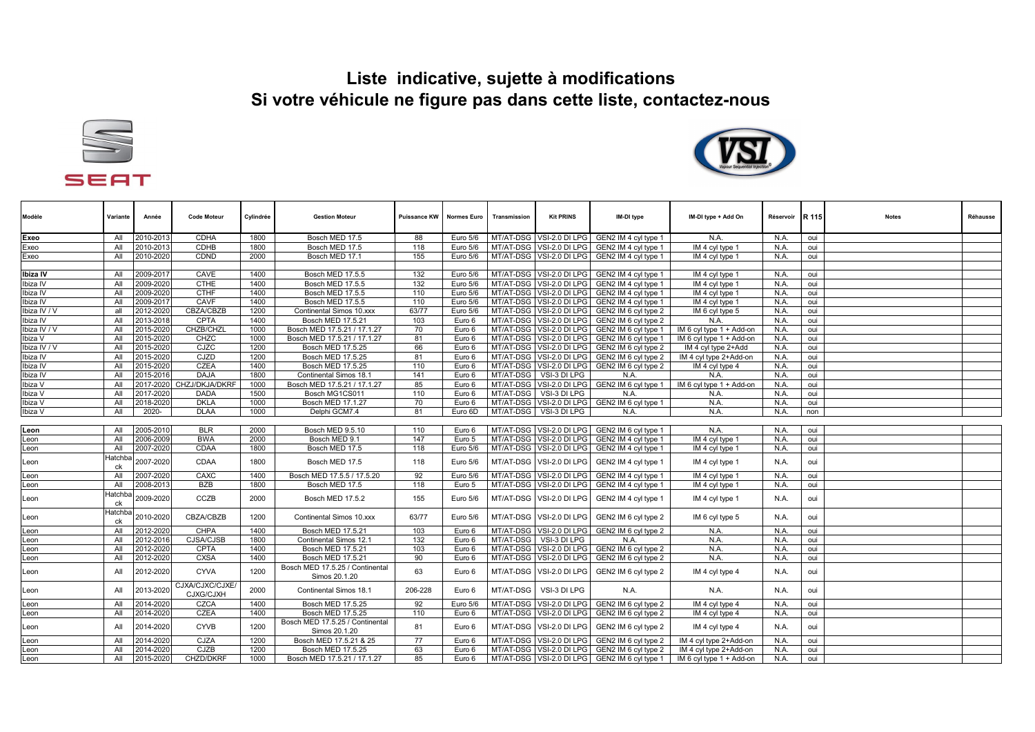# Liste indicative, sujette à modifications
# Si votre véhicule ne figure pas dans cette liste, contactez-nous

SEAT

| Modèle | Variante | Année | Code Moteur | Cylindrée | Gestion Moteur | Puissance KW | Normes Euro | Transmission | Kit PRINS | IM-DI type | IM-DI type + Add On | Réservoir | R 115 | Notes | Réhausse |
|---|---|---|---|---|---|---|---|---|---|---|---|---|---|---|---|
| **Exeo** | All | 2010-2013 | CDHA | 1800 | Bosch MED 17.5 | 88 | Euro 5/6 | MT/AT-DSG | VSI-2.0 DI LPG | GEN2 IM 4 cyl type 1 | N.A. | N.A. | oui | | |
| Exeo | All | 2010-2013 | CDHB | 1800 | Bosch MED 17.5 | 118 | Euro 5/6 | MT/AT-DSG | VSI-2.0 DI LPG | GEN2 IM 4 cyl type 1 | IM 4 cyl type 1 | N.A. | oui | | |
| Exeo | All | 2010-2020 | CDND | 2000 | Bosch MED 17.1 | 155 | Euro 5/6 | MT/AT-DSG | VSI-2.0 DI LPG | GEN2 IM 4 cyl type 1 | IM 4 cyl type 1 | N.A. | oui | | |
| | | | | | | | | | | | | | | | |
| **Ibiza IV** | All | 2009-2017 | CAVE | 1400 | Bosch MED 17.5.5 | 132 | Euro 5/6 | MT/AT-DSG | VSI-2.0 DI LPG | GEN2 IM 4 cyl type 1 | IM 4 cyl type 1 | N.A. | oui | | |
| Ibiza IV | All | 2009-2020 | CTHE | 1400 | Bosch MED 17.5.5 | 132 | Euro 5/6 | MT/AT-DSG | VSI-2.0 DI LPG | GEN2 IM 4 cyl type 1 | IM 4 cyl type 1 | N.A. | oui | | |
| Ibiza IV | All | 2009-2020 | CTHF | 1400 | Bosch MED 17.5.5 | 110 | Euro 5/6 | MT/AT-DSG | VSI-2.0 DI LPG | GEN2 IM 4 cyl type 1 | IM 4 cyl type 1 | N.A. | oui | | |
| Ibiza IV | All | 2009-2017 | CAVF | 1400 | Bosch MED 17.5.5 | 110 | Euro 5/6 | MT/AT-DSG | VSI-2.0 DI LPG | GEN2 IM 4 cyl type 1 | IM 4 cyl type 1 | N.A. | oui | | |
| Ibiza IV / V | all | 2012-2020 | CBZA/CBZB | 1200 | Continental Simos 10.xxx | 63/77 | Euro 5/6 | MT/AT-DSG | VSI-2.0 DI LPG | GEN2 IM 6 cyl type 2 | IM 6 cyl type 5 | N.A. | oui | | |
| Ibiza IV | All | 2013-2018 | CPTA | 1400 | Bosch MED 17.5.21 | 103 | Euro 6 | MT/AT-DSG | VSI-2.0 DI LPG | GEN2 IM 6 cyl type 2 | N.A. | N.A. | oui | | |
| Ibiza IV / V | All | 2015-2020 | CHZB/CHZL | 1000 | Bosch MED 17.5.21 / 17.1.27 | 70 | Euro 6 | MT/AT-DSG | VSI-2.0 DI LPG | GEN2 IM 6 cyl type 1 | IM 6 cyl type 1 + Add-on | N.A. | oui | | |
| Ibiza V | All | 2015-2020 | CHZC | 1000 | Bosch MED 17.5.21 / 17.1.27 | 81 | Euro 6 | MT/AT-DSG | VSI-2.0 DI LPG | GEN2 IM 6 cyl type 1 | IM 6 cyl type 1 + Add-on | N.A. | oui | | |
| Ibiza IV / V | All | 2015-2020 | CJZC | 1200 | Bosch MED 17.5.25 | 66 | Euro 6 | MT/AT-DSG | VSI-2.0 DI LPG | GEN2 IM 6 cyl type 2 | IM 4 cyl type 2+Add | N.A. | oui | | |
| Ibiza IV | All | 2015-2020 | CJZD | 1200 | Bosch MED 17.5.25 | 81 | Euro 6 | MT/AT-DSG | VSI-2.0 DI LPG | GEN2 IM 6 cyl type 2 | IM 4 cyl type 2+Add-on | N.A. | oui | | |
| Ibiza IV | All | 2015-2020 | CZEA | 1400 | Bosch MED 17.5.25 | 110 | Euro 6 | MT/AT-DSG | VSI-2.0 DI LPG | GEN2 IM 6 cyl type 2 | IM 4 cyl type 4 | N.A. | oui | | |
| Ibiza IV | All | 2015-2016 | DAJA | 1800 | Continental Simos 18.1 | 141 | Euro 6 | MT/AT-DSG | VSI-3 DI LPG | N.A. | N.A. | N.A. | oui | | |
| Ibiza V | All | 2017-2020 | CHZJ/DKJA/DKRF | 1000 | Bosch MED 17.5.21 / 17.1.27 | 85 | Euro 6 | MT/AT-DSG | VSI-2.0 DI LPG | GEN2 IM 6 cyl type 1 | IM 6 cyl type 1 + Add-on | N.A. | oui | | |
| Ibiza V | All | 2017-2020 | DADA | 1500 | Bosch MG1CS011 | 110 | Euro 6 | MT/AT-DSG | VSI-3 DI LPG | N.A. | N.A. | N.A. | oui | | |
| Ibiza V | All | 2018-2020 | DKLA | 1000 | Bosch MED 17.1.27 | 70 | Euro 6 | MT/AT-DSG | VSI-2.0 DI LPG | GEN2 IM 6 cyl type 1 | N.A. | N.A. | oui | | |
| Ibiza V | All | 2020- | DLAA | 1000 | Delphi GCM7.4 | 81 | Euro 6D | MT/AT-DSG | VSI-3 DI LPG | N.A. | N.A. | N.A. | non | | |
| | | | | | | | | | | | | | | | |
| **Leon** | All | 2005-2010 | BLR | 2000 | Bosch MED 9.5.10 | 110 | Euro 6 | MT/AT-DSG | VSI-2.0 DI LPG | GEN2 IM 6 cyl type 1 | N.A. | N.A. | oui | | |
| Leon | All | 2006-2009 | BWA | 2000 | Bosch MED 9.1 | 147 | Euro 5 | MT/AT-DSG | VSI-2.0 DI LPG | GEN2 IM 4 cyl type 1 | IM 4 cyl type 1 | N.A. | oui | | |
| Leon | All | 2007-2020 | CDAA | 1800 | Bosch MED 17.5 | 118 | Euro 5/6 | MT/AT-DSG | VSI-2.0 DI LPG | GEN2 IM 4 cyl type 1 | IM 4 cyl type 1 | N.A. | oui | | |
| Leon | Hatchback | 2007-2020 | CDAA | 1800 | Bosch MED 17.5 | 118 | Euro 5/6 | MT/AT-DSG | VSI-2.0 DI LPG | GEN2 IM 4 cyl type 1 | IM 4 cyl type 1 | N.A. | oui | | |
| Leon | All | 2007-2020 | CAXC | 1400 | Bosch MED 17.5.5 / 17.5.20 | 92 | Euro 5/6 | MT/AT-DSG | VSI-2.0 DI LPG | GEN2 IM 4 cyl type 1 | IM 4 cyl type 1 | N.A. | oui | | |
| Leon | All | 2008-2013 | BZB | 1800 | Bosch MED 17.5 | 118 | Euro 5 | MT/AT-DSG | VSI-2.0 DI LPG | GEN2 IM 4 cyl type 1 | IM 4 cyl type 1 | N.A. | oui | | |
| Leon | Hatchback | 2009-2020 | CCZB | 2000 | Bosch MED 17.5.2 | 155 | Euro 5/6 | MT/AT-DSG | VSI-2.0 DI LPG | GEN2 IM 4 cyl type 1 | IM 4 cyl type 1 | N.A. | oui | | |
| Leon | Hatchback | 2010-2020 | CBZA/CBZB | 1200 | Continental Simos 10.xxx | 63/77 | Euro 5/6 | MT/AT-DSG | VSI-2.0 DI LPG | GEN2 IM 6 cyl type 2 | IM 6 cyl type 5 | N.A. | oui | | |
| Leon | All | 2012-2020 | CHPA | 1400 | Bosch MED 17.5.21 | 103 | Euro 6 | MT/AT-DSG | VSI-2.0 DI LPG | GEN2 IM 6 cyl type 2 | N.A. | N.A. | oui | | |
| Leon | All | 2012-2016 | CJSA/CJSB | 1800 | Continental Simos 12.1 | 132 | Euro 6 | MT/AT-DSG | VSI-3 DI LPG | N.A. | N.A. | N.A. | oui | | |
| Leon | All | 2012-2020 | CPTA | 1400 | Bosch MED 17.5.21 | 103 | Euro 6 | MT/AT-DSG | VSI-2.0 DI LPG | GEN2 IM 6 cyl type 2 | N.A. | N.A. | oui | | |
| Leon | All | 2012-2020 | CXSA | 1400 | Bosch MED 17.5.21 | 90 | Euro 6 | MT/AT-DSG | VSI-2.0 DI LPG | GEN2 IM 6 cyl type 2 | N.A. | N.A. | oui | | |
| Leon | All | 2012-2020 | CYVA | 1200 | Bosch MED 17.5.25 / Continental Simos 20.1.20 | 63 | Euro 6 | MT/AT-DSG | VSI-2.0 DI LPG | GEN2 IM 6 cyl type 2 | IM 4 cyl type 4 | N.A. | oui | | |
| Leon | All | 2013-2020 | CJXA/CJXC/CJXE/CJXG/CJXH | 2000 | Continental Simos 18.1 | 206-228 | Euro 6 | MT/AT-DSG | VSI-3 DI LPG | N.A. | N.A. | N.A. | oui | | |
| Leon | All | 2014-2020 | CZCA | 1400 | Bosch MED 17.5.25 | 92 | Euro 5/6 | MT/AT-DSG | VSI-2.0 DI LPG | GEN2 IM 6 cyl type 2 | IM 4 cyl type 4 | N.A. | oui | | |
| Leon | All | 2014-2020 | CZEA | 1400 | Bosch MED 17.5.25 | 110 | Euro 6 | MT/AT-DSG | VSI-2.0 DI LPG | GEN2 IM 6 cyl type 2 | IM 4 cyl type 4 | N.A. | oui | | |
| Leon | All | 2014-2020 | CYVB | 1200 | Bosch MED 17.5.25 / Continental Simos 20.1.20 | 81 | Euro 6 | MT/AT-DSG | VSI-2.0 DI LPG | GEN2 IM 6 cyl type 2 | IM 4 cyl type 4 | N.A. | oui | | |
| Leon | All | 2014-2020 | CJZA | 1200 | Bosch MED 17.5.21 & 25 | 77 | Euro 6 | MT/AT-DSG | VSI-2.0 DI LPG | GEN2 IM 6 cyl type 2 | IM 4 cyl type 2+Add-on | N.A. | oui | | |
| Leon | All | 2014-2020 | CJZB | 1200 | Bosch MED 17.5.25 | 63 | Euro 6 | MT/AT-DSG | VSI-2.0 DI LPG | GEN2 IM 6 cyl type 2 | IM 4 cyl type 2+Add-on | N.A. | oui | | |
| Leon | All | 2015-2020 | CHZD/DKRF | 1000 | Bosch MED 17.5.21 / 17.1.27 | 85 | Euro 6 | MT/AT-DSG | VSI-2.0 DI LPG | GEN2 IM 6 cyl type 1 | IM 6 cyl type 1 + Add-on | N.A. | oui | | |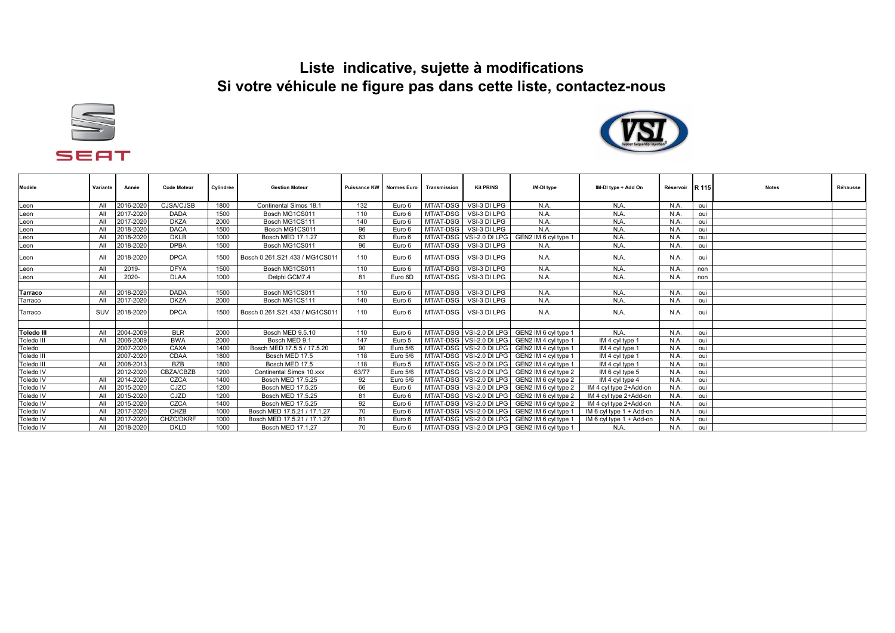# Liste indicative, sujette à modifications
# Si votre véhicule ne figure pas dans cette liste, contactez-nous

SEAT

| Modèle | Variante | Année | Code Moteur | Cylindrée | Gestion Moteur | Puissance KW | Normes Euro | Transmission | Kit PRINS | IM-DI type | IM-DI type + Add On | Réservoir | R 115 | Notes | Réhausse |
|---|---|---|---|---|---|---|---|---|---|---|---|---|---|---|---|
| Leon | All | 2016-2020 | CJSA/CJSB | 1800 | Continental Simos 18.1 | 132 | Euro 6 | MT/AT-DSG | VSI-3 DI LPG | N.A. | N.A. | N.A. | oui | | |
| Leon | All | 2017-2020 | DADA | 1500 | Bosch MG1CS011 | 110 | Euro 6 | MT/AT-DSG | VSI-3 DI LPG | N.A. | N.A. | N.A. | oui | | |
| Leon | All | 2017-2020 | DKZA | 2000 | Bosch MG1CS111 | 140 | Euro 6 | MT/AT-DSG | VSI-3 DI LPG | N.A. | N.A. | N.A. | oui | | |
| Leon | All | 2018-2020 | DACA | 1500 | Bosch MG1CS011 | 96 | Euro 6 | MT/AT-DSG | VSI-3 DI LPG | N.A. | N.A. | N.A. | oui | | |
| Leon | All | 2018-2020 | DKLB | 1000 | Bosch MED 17.1.27 | 63 | Euro 6 | MT/AT-DSG | VSI-2.0 DI LPG | GEN2 IM 6 cyl type 1 | N.A. | N.A. | oui | | |
| Leon | All | 2018-2020 | DPBA | 1500 | Bosch MG1CS011 | 96 | Euro 6 | MT/AT-DSG | VSI-3 DI LPG | N.A. | N.A. | N.A. | oui | | |
| Leon | All | 2018-2020 | DPCA | 1500 | Bosch 0.261.S21.433 / MG1CS011 | 110 | Euro 6 | MT/AT-DSG | VSI-3 DI LPG | N.A. | N.A. | N.A. | oui | | |
| Leon | All | 2019- | DFYA | 1500 | Bosch MG1CS011 | 110 | Euro 6 | MT/AT-DSG | VSI-3 DI LPG | N.A. | N.A. | N.A. | non | | |
| Leon | All | 2020- | DLAA | 1000 | Delphi GCM7.4 | 81 | Euro 6D | MT/AT-DSG | VSI-3 DI LPG | N.A. | N.A. | N.A. | non | | |
| | | | | | | | | | | | | | | | |
| **Tarraco** | All | 2018-2020 | DADA | 1500 | Bosch MG1CS011 | 110 | Euro 6 | MT/AT-DSG | VSI-3 DI LPG | N.A. | N.A. | N.A. | oui | | |
| Tarraco | All | 2017-2020 | DKZA | 2000 | Bosch MG1CS111 | 140 | Euro 6 | MT/AT-DSG | VSI-3 DI LPG | N.A. | N.A. | N.A. | oui | | |
| Tarraco | SUV | 2018-2020 | DPCA | 1500 | Bosch 0.261.S21.433 / MG1CS011 | 110 | Euro 6 | MT/AT-DSG | VSI-3 DI LPG | N.A. | N.A. | N.A. | oui | | |
| | | | | | | | | | | | | | | | |
| **Toledo III** | All | 2004-2009 | BLR | 2000 | Bosch MED 9.5.10 | 110 | Euro 6 | MT/AT-DSG | VSI-2.0 DI LPG | GEN2 IM 6 cyl type 1 | N.A. | N.A. | oui | | |
| Toledo III | All | 2006-2009 | BWA | 2000 | Bosch MED 9.1 | 147 | Euro 5 | MT/AT-DSG | VSI-2.0 DI LPG | GEN2 IM 4 cyl type 1 | IM 4 cyl type 1 | N.A. | oui | | |
| Toledo | | 2007-2020 | CAXA | 1400 | Bosch MED 17.5.5 / 17.5.20 | 90 | Euro 5/6 | MT/AT-DSG | VSI-2.0 DI LPG | GEN2 IM 4 cyl type 1 | IM 4 cyl type 1 | N.A. | oui | | |
| Toledo III | | 2007-2020 | CDAA | 1800 | Bosch MED 17.5 | 118 | Euro 5/6 | MT/AT-DSG | VSI-2.0 DI LPG | GEN2 IM 4 cyl type 1 | IM 4 cyl type 1 | N.A. | oui | | |
| Toledo III | All | 2008-2013 | BZB | 1800 | Bosch MED 17.5 | 118 | Euro 5 | MT/AT-DSG | VSI-2.0 DI LPG | GEN2 IM 4 cyl type 1 | IM 4 cyl type 1 | N.A. | oui | | |
| Toledo IV | | 2012-2020 | CBZA/CBZB | 1200 | Continental Simos 10.xxx | 63/77 | Euro 5/6 | MT/AT-DSG | VSI-2.0 DI LPG | GEN2 IM 6 cyl type 2 | IM 6 cyl type 5 | N.A. | oui | | |
| Toledo IV | All | 2014-2020 | CZCA | 1400 | Bosch MED 17.5.25 | 92 | Euro 5/6 | MT/AT-DSG | VSI-2.0 DI LPG | GEN2 IM 6 cyl type 2 | IM 4 cyl type 4 | N.A. | oui | | |
| Toledo IV | All | 2015-2020 | CJZC | 1200 | Bosch MED 17.5.25 | 66 | Euro 6 | MT/AT-DSG | VSI-2.0 DI LPG | GEN2 IM 6 cyl type 2 | IM 4 cyl type 2+Add-on | N.A. | oui | | |
| Toledo IV | All | 2015-2020 | CJZD | 1200 | Bosch MED 17.5.25 | 81 | Euro 6 | MT/AT-DSG | VSI-2.0 DI LPG | GEN2 IM 6 cyl type 2 | IM 4 cyl type 2+Add-on | N.A. | oui | | |
| Toledo IV | All | 2015-2020 | CZCA | 1400 | Bosch MED 17.5.25 | 92 | Euro 6 | MT/AT-DSG | VSI-2.0 DI LPG | GEN2 IM 6 cyl type 2 | IM 4 cyl type 2+Add-on | N.A. | oui | | |
| Toledo IV | All | 2017-2020 | CHZB | 1000 | Bosch MED 17.5.21 / 17.1.27 | 70 | Euro 6 | MT/AT-DSG | VSI-2.0 DI LPG | GEN2 IM 6 cyl type 1 | IM 6 cyl type 1 + Add-on | N.A. | oui | | |
| Toledo IV | All | 2017-2020 | CHZC/DKRF | 1000 | Bosch MED 17.5.21 / 17.1.27 | 81 | Euro 6 | MT/AT-DSG | VSI-2.0 DI LPG | GEN2 IM 6 cyl type 1 | IM 6 cyl type 1 + Add-on | N.A. | oui | | |
| Toledo IV | All | 2018-2020 | DKLD | 1000 | Bosch MED 17.1.27 | 70 | Euro 6 | MT/AT-DSG | VSI-2.0 DI LPG | GEN2 IM 6 cyl type 1 | N.A. | N.A. | oui | | |